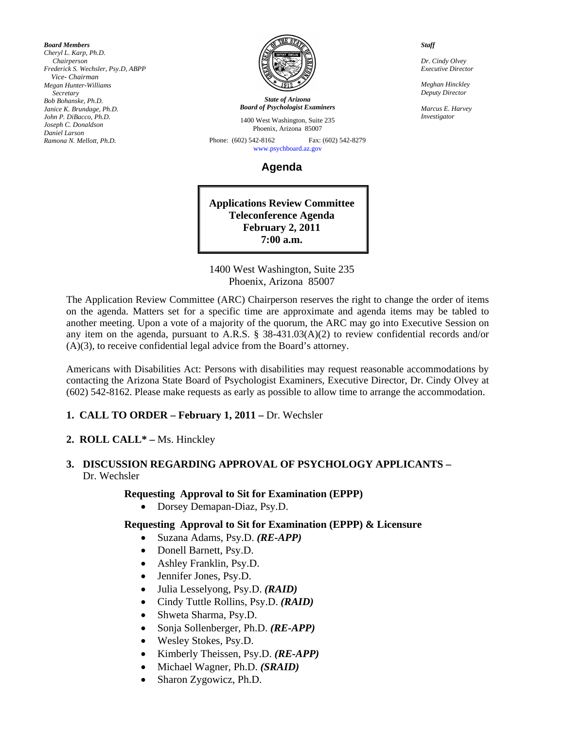***Board Members***
*Cheryl L. Karp, Ph.D.*
*Chairperson*
*Frederick S. Wechsler, Psy.D, ABPP*
*Vice- Chairman*
*Megan Hunter-Williams*
*Secretary*
*Bob Bohanske, Ph.D.*
*Janice K. Brundage, Ph.D.*
*John P. DiBacco, Ph.D.*
*Joseph C. Donaldson*
*Daniel Larson*
*Ramona N. Mellott, Ph.D.*

***State of Arizona***
***Board of Psychologist Examiners***
1400 West Washington, Suite 235
Phoenix, Arizona 85007
Phone: (602) 542-8162 Fax: (602) 542-8279
www.psychboard.az.gov

***Staff***

*Dr. Cindy Olvey*
*Executive Director*

*Meghan Hinckley*
*Deputy Director*

*Marcus E. Harvey*
*Investigator*

# Agenda

**Applications Review Committee**
**Teleconference Agenda**
**February 2, 2011**
**7:00 a.m.**

1400 West Washington, Suite 235
Phoenix, Arizona 85007

The Application Review Committee (ARC) Chairperson reserves the right to change the order of items on the agenda. Matters set for a specific time are approximate and agenda items may be tabled to another meeting. Upon a vote of a majority of the quorum, the ARC may go into Executive Session on any item on the agenda, pursuant to A.R.S. § 38-431.03(A)(2) to review confidential records and/or (A)(3), to receive confidential legal advice from the Board's attorney.

Americans with Disabilities Act: Persons with disabilities may request reasonable accommodations by contacting the Arizona State Board of Psychologist Examiners, Executive Director, Dr. Cindy Olvey at (602) 542-8162. Please make requests as early as possible to allow time to arrange the accommodation.

1. **CALL TO ORDER – February 1, 2011 –** Dr. Wechsler

2. **ROLL CALL* –** Ms. Hinckley

3. **DISCUSSION REGARDING APPROVAL OF PSYCHOLOGY APPLICANTS –** Dr. Wechsler

**Requesting Approval to Sit for Examination (EPPP)**

- Dorsey Demapan-Diaz, Psy.D.

**Requesting Approval to Sit for Examination (EPPP) & Licensure**

- Suzana Adams, Psy.D. ***(RE-APP)***
- Donell Barnett, Psy.D.
- Ashley Franklin, Psy.D.
- Jennifer Jones, Psy.D.
- Julia Lesselyong, Psy.D. ***(RAID)***
- Cindy Tuttle Rollins, Psy.D. ***(RAID)***
- Shweta Sharma, Psy.D.
- Sonja Sollenberger, Ph.D. ***(RE-APP)***
- Wesley Stokes, Psy.D.
- Kimberly Theissen, Psy.D. ***(RE-APP)***
- Michael Wagner, Ph.D. ***(SRAID)***
- Sharon Zygowicz, Ph.D.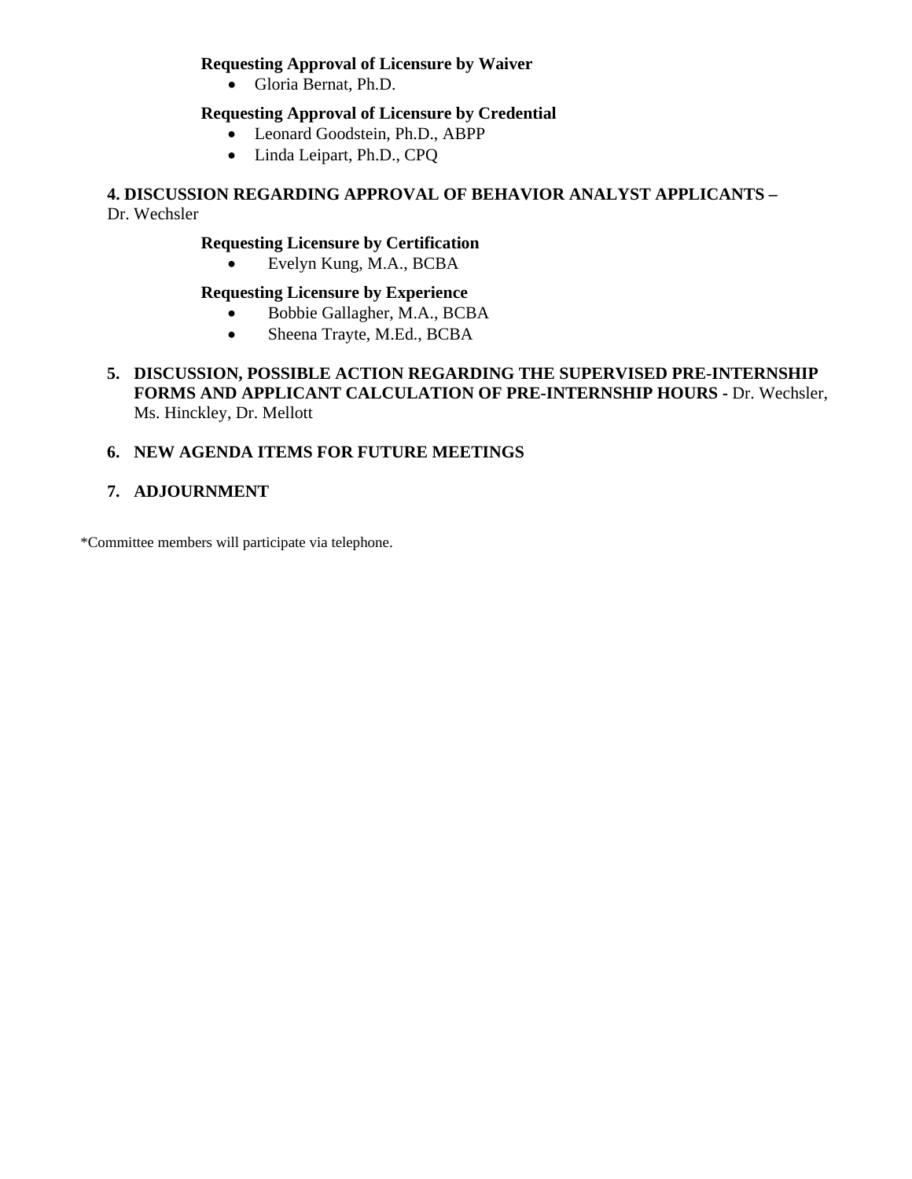**Requesting Approval of Licensure by Waiver**

- Gloria Bernat, Ph.D.

**Requesting Approval of Licensure by Credential**

- Leonard Goodstein, Ph.D., ABPP
- Linda Leipart, Ph.D., CPQ

**4. DISCUSSION REGARDING APPROVAL OF BEHAVIOR ANALYST APPLICANTS –** Dr. Wechsler

**Requesting Licensure by Certification**

- Evelyn Kung, M.A., BCBA

**Requesting Licensure by Experience**

- Bobbie Gallagher, M.A., BCBA
- Sheena Trayte, M.Ed., BCBA

**5. DISCUSSION, POSSIBLE ACTION REGARDING THE SUPERVISED PRE-INTERNSHIP FORMS AND APPLICANT CALCULATION OF PRE-INTERNSHIP HOURS -** Dr. Wechsler, Ms. Hinckley, Dr. Mellott

**6. NEW AGENDA ITEMS FOR FUTURE MEETINGS**

**7. ADJOURNMENT**

*Committee members will participate via telephone.